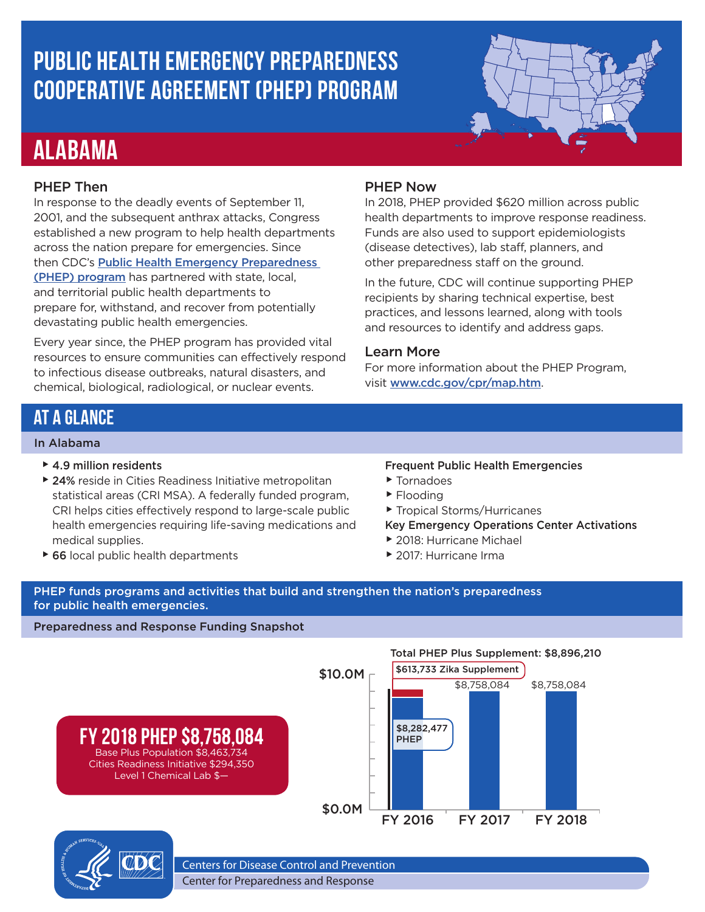# PUBLIC HEALTH EMERGENCY PREPAREDNESS COOPERATIVE AGREEMENT (PHEP) PROGRAM

## ALABAMA

### PHEP Then

In response to the deadly events of September 11, 2001, and the subsequent anthrax attacks, Congress established a new program to help health departments across the nation prepare for emergencies. Since then CDC's [Public Health Emergency Preparedness (PHEP) program](#) has partnered with state, local, and territorial public health departments to prepare for, withstand, and recover from potentially devastating public health emergencies.

Every year since, the PHEP program has provided vital resources to ensure communities can effectively respond to infectious disease outbreaks, natural disasters, and chemical, biological, radiological, or nuclear events.

### PHEP Now

In 2018, PHEP provided $620 million across public health departments to improve response readiness. Funds are also used to support epidemiologists (disease detectives), lab staff, planners, and other preparedness staff on the ground.

In the future, CDC will continue supporting PHEP recipients by sharing technical expertise, best practices, and lessons learned, along with tools and resources to identify and address gaps.

### Learn More

For more information about the PHEP Program, visit [www.cdc.gov/cpr/map.htm](www.cdc.gov/cpr/map.htm).

## AT A GLANCE

### In Alabama

- **4.9 million residents**
- **24%** reside in Cities Readiness Initiative metropolitan statistical areas (CRI MSA). A federally funded program, CRI helps cities effectively respond to large-scale public health emergencies requiring life-saving medications and medical supplies.
- **66** local public health departments

**Frequent Public Health Emergencies**

- Tornadoes
- Flooding
- Tropical Storms/Hurricanes

**Key Emergency Operations Center Activations**

- 2018: Hurricane Michael
- 2017: Hurricane Irma

**PHEP funds programs and activities that build and strengthen the nation's preparedness for public health emergencies.**

### Preparedness and Response Funding Snapshot

**FY 2018 PHEP $8,758,084**
Base Plus Population $8,463,734
Cities Readiness Initiative $294,350
Level 1 Chemical Lab $—

Total PHEP Plus Supplement: $8,896,210

| Fiscal Year | PHEP | Zika Supplement |
|---|---|---|
| FY 2016 | $8,282,477 | $613,733 |
| FY 2017 | $8,758,084 | |
| FY 2018 | $8,758,084 | |

Centers for Disease Control and Prevention
Center for Preparedness and Response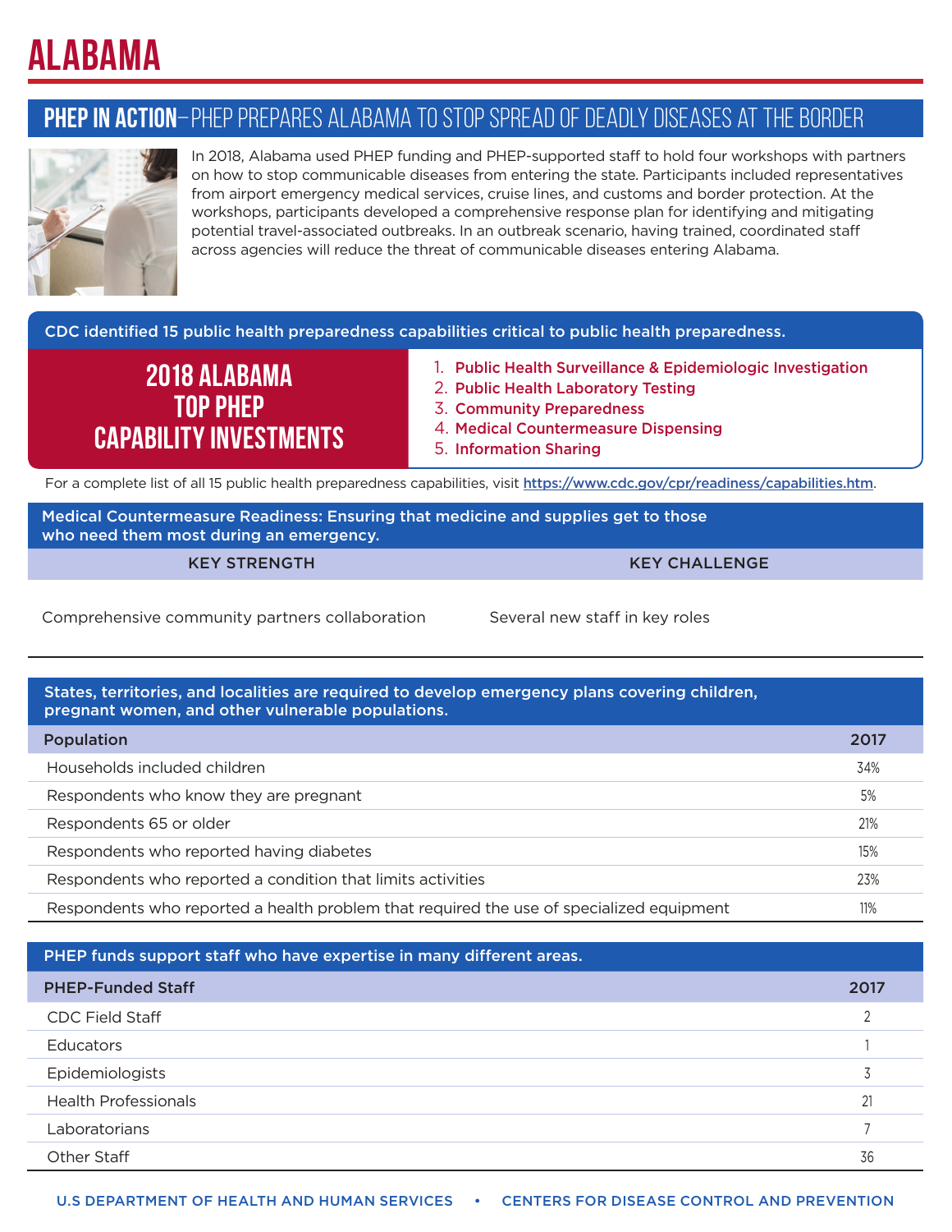# ALABAMA

## PHEP IN ACTION–PHEP PREPARES ALABAMA TO STOP SPREAD OF DEADLY DISEASES AT THE BORDER

In 2018, Alabama used PHEP funding and PHEP-supported staff to hold four workshops with partners on how to stop communicable diseases from entering the state. Participants included representatives from airport emergency medical services, cruise lines, and customs and border protection. At the workshops, participants developed a comprehensive response plan for identifying and mitigating potential travel-associated outbreaks. In an outbreak scenario, having trained, coordinated staff across agencies will reduce the threat of communicable diseases entering Alabama.

**CDC identified 15 public health preparedness capabilities critical to public health preparedness.**

### 2018 ALABAMA TOP PHEP CAPABILITY INVESTMENTS

1. Public Health Surveillance & Epidemiologic Investigation
2. Public Health Laboratory Testing
3. Community Preparedness
4. Medical Countermeasure Dispensing
5. Information Sharing

For a complete list of all 15 public health preparedness capabilities, visit https://www.cdc.gov/cpr/readiness/capabilities.htm.

**Medical Countermeasure Readiness: Ensuring that medicine and supplies get to those who need them most during an emergency.**

| KEY STRENGTH | KEY CHALLENGE |
|---|---|
| Comprehensive community partners collaboration | Several new staff in key roles |

**States, territories, and localities are required to develop emergency plans covering children, pregnant women, and other vulnerable populations.**

| Population | 2017 |
|---|---|
| Households included children | 34% |
| Respondents who know they are pregnant | 5% |
| Respondents 65 or older | 21% |
| Respondents who reported having diabetes | 15% |
| Respondents who reported a condition that limits activities | 23% |
| Respondents who reported a health problem that required the use of specialized equipment | 11% |

**PHEP funds support staff who have expertise in many different areas.**

| PHEP-Funded Staff | 2017 |
|---|---|
| CDC Field Staff | 2 |
| Educators | 1 |
| Epidemiologists | 3 |
| Health Professionals | 21 |
| Laboratorians | 7 |
| Other Staff | 36 |

U.S DEPARTMENT OF HEALTH AND HUMAN SERVICES • CENTERS FOR DISEASE CONTROL AND PREVENTION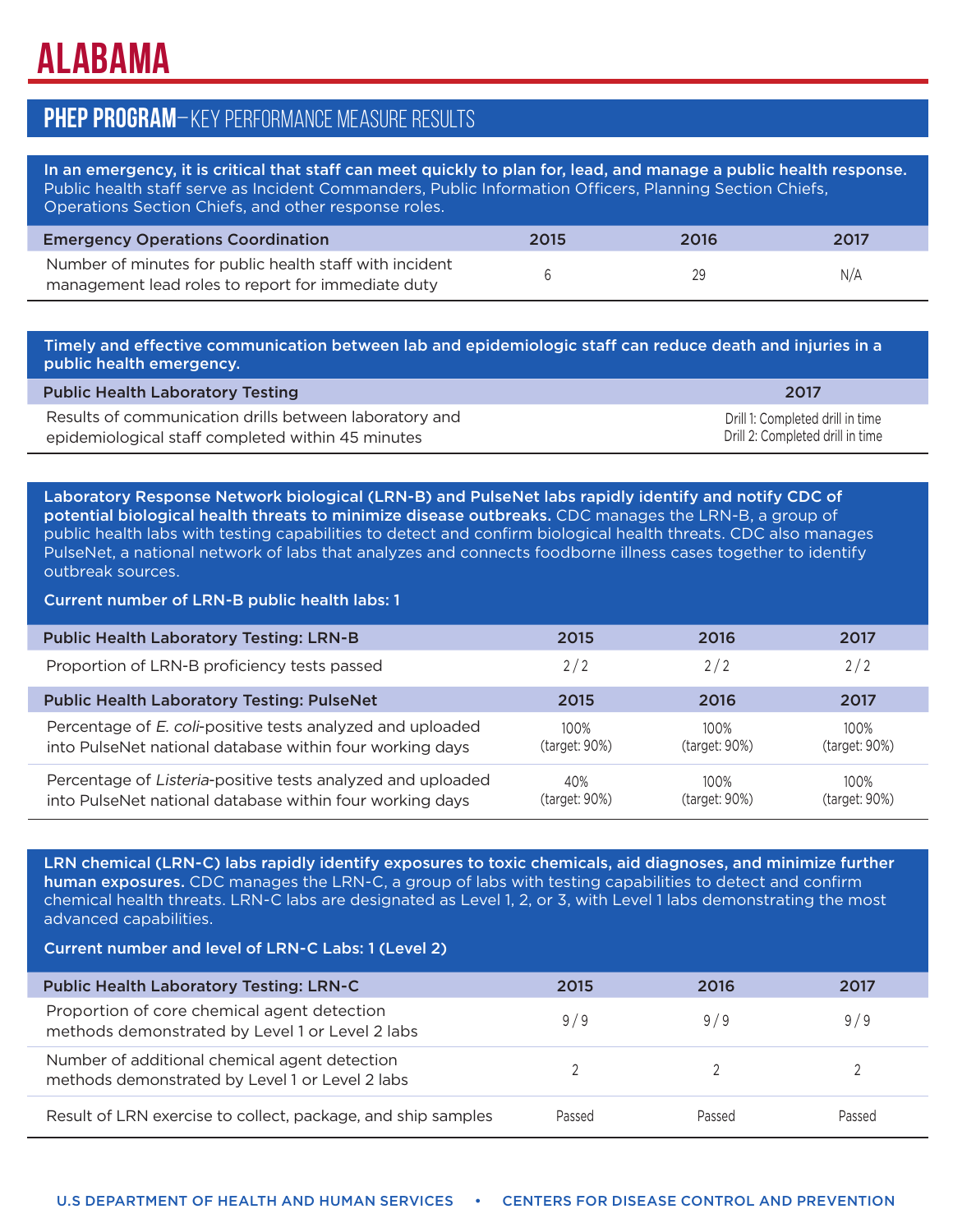# ALABAMA

## PHEP PROGRAM—KEY PERFORMANCE MEASURE RESULTS

**In an emergency, it is critical that staff can meet quickly to plan for, lead, and manage a public health response.** Public health staff serve as Incident Commanders, Public Information Officers, Planning Section Chiefs, Operations Section Chiefs, and other response roles.

| Emergency Operations Coordination | 2015 | 2016 | 2017 |
|---|---|---|---|
| Number of minutes for public health staff with incident management lead roles to report for immediate duty | 6 | 29 | N/A |

**Timely and effective communication between lab and epidemiologic staff can reduce death and injuries in a public health emergency.**

| Public Health Laboratory Testing | 2017 |
|---|---|
| Results of communication drills between laboratory and epidemiological staff completed within 45 minutes | Drill 1: Completed drill in time<br>Drill 2: Completed drill in time |

**Laboratory Response Network biological (LRN-B) and PulseNet labs rapidly identify and notify CDC of potential biological health threats to minimize disease outbreaks.** CDC manages the LRN-B, a group of public health labs with testing capabilities to detect and confirm biological health threats. CDC also manages PulseNet, a national network of labs that analyzes and connects foodborne illness cases together to identify outbreak sources.

**Current number of LRN-B public health labs: 1**

| Public Health Laboratory Testing: LRN-B | 2015 | 2016 | 2017 |
|---|---|---|---|
| Proportion of LRN-B proficiency tests passed | 2 / 2 | 2 / 2 | 2 / 2 |
| **Public Health Laboratory Testing: PulseNet** | **2015** | **2016** | **2017** |
| Percentage of *E. coli*-positive tests analyzed and uploaded into PulseNet national database within four working days | 100% (target: 90%) | 100% (target: 90%) | 100% (target: 90%) |
| Percentage of *Listeria*-positive tests analyzed and uploaded into PulseNet national database within four working days | 40% (target: 90%) | 100% (target: 90%) | 100% (target: 90%) |

**LRN chemical (LRN-C) labs rapidly identify exposures to toxic chemicals, aid diagnoses, and minimize further human exposures.** CDC manages the LRN-C, a group of labs with testing capabilities to detect and confirm chemical health threats. LRN-C labs are designated as Level 1, 2, or 3, with Level 1 labs demonstrating the most advanced capabilities.

**Current number and level of LRN-C Labs: 1 (Level 2)**

| Public Health Laboratory Testing: LRN-C | 2015 | 2016 | 2017 |
|---|---|---|---|
| Proportion of core chemical agent detection methods demonstrated by Level 1 or Level 2 labs | 9 / 9 | 9 / 9 | 9 / 9 |
| Number of additional chemical agent detection methods demonstrated by Level 1 or Level 2 labs | 2 | 2 | 2 |
| Result of LRN exercise to collect, package, and ship samples | Passed | Passed | Passed |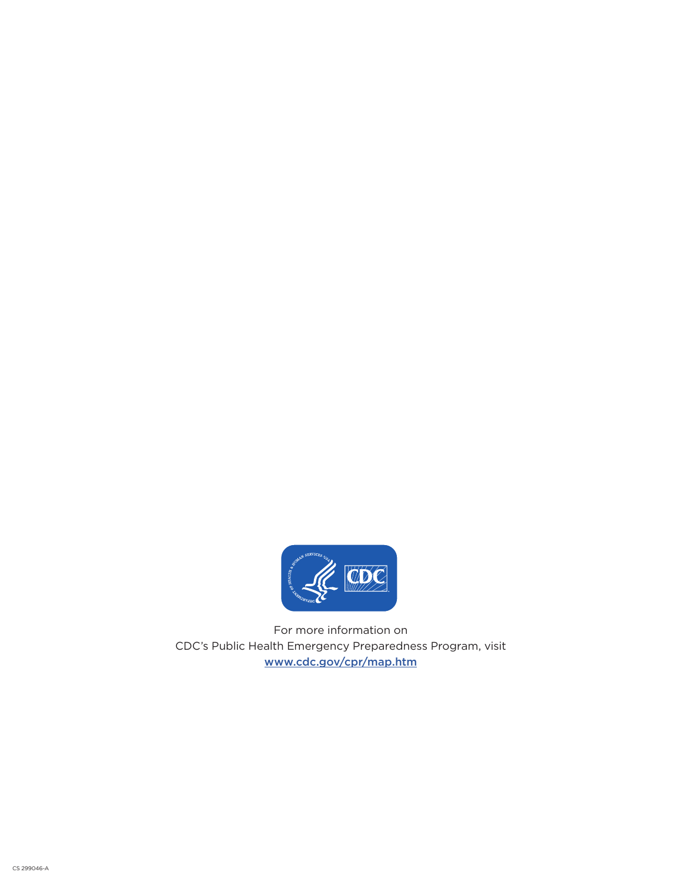For more information on
CDC's Public Health Emergency Preparedness Program, visit
[www.cdc.gov/cpr/map.htm](www.cdc.gov/cpr/map.htm)

CS 299046-A